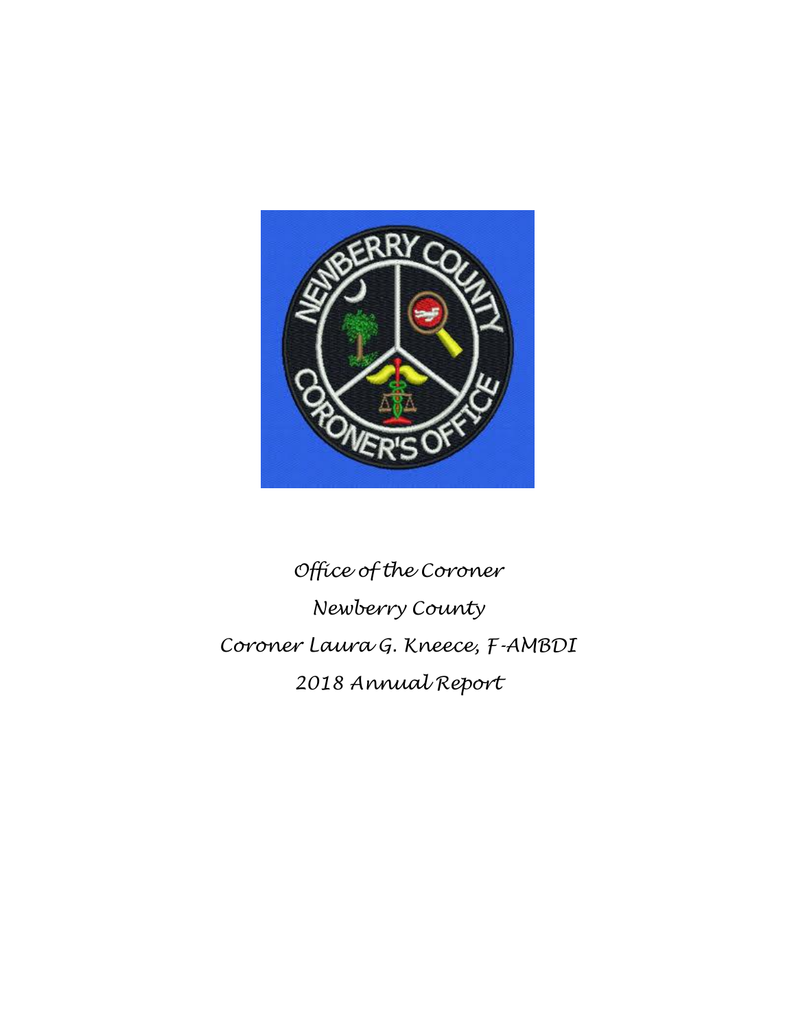*Office of the Coroner*

*Newberry County*

*Coroner Laura G. Kneece, F-AMBDI*

*2018 Annual Report*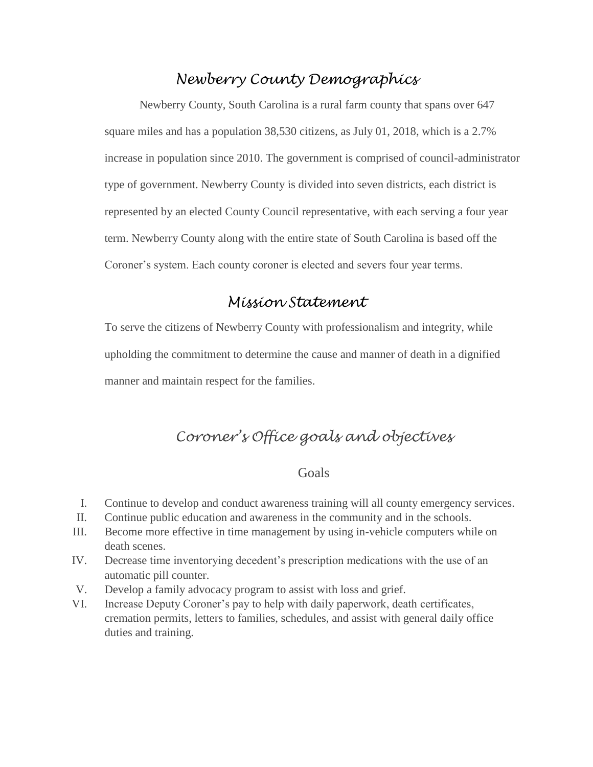# Newberry County Demographics

Newberry County, South Carolina is a rural farm county that spans over 647 square miles and has a population 38,530 citizens, as July 01, 2018, which is a 2.7% increase in population since 2010. The government is comprised of council-administrator type of government. Newberry County is divided into seven districts, each district is represented by an elected County Council representative, with each serving a four year term. Newberry County along with the entire state of South Carolina is based off the Coroner's system. Each county coroner is elected and severs four year terms.

# Mission Statement

To serve the citizens of Newberry County with professionalism and integrity, while upholding the commitment to determine the cause and manner of death in a dignified manner and maintain respect for the families.

# Coroner's Office goals and objectives

## Goals

I. Continue to develop and conduct awareness training will all county emergency services.
II. Continue public education and awareness in the community and in the schools.
III. Become more effective in time management by using in-vehicle computers while on death scenes.
IV. Decrease time inventorying decedent's prescription medications with the use of an automatic pill counter.
V. Develop a family advocacy program to assist with loss and grief.
VI. Increase Deputy Coroner's pay to help with daily paperwork, death certificates, cremation permits, letters to families, schedules, and assist with general daily office duties and training.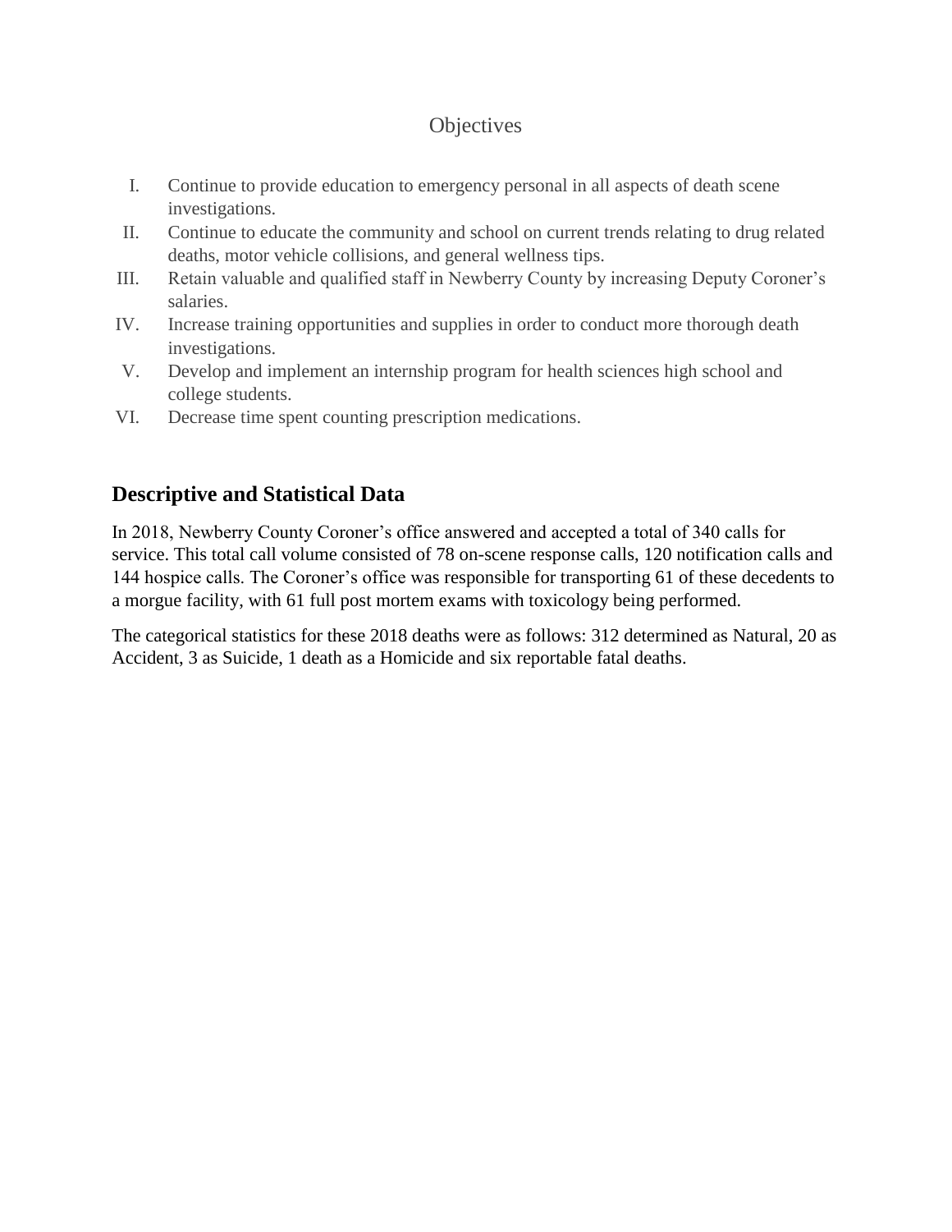## Objectives

- I. Continue to provide education to emergency personal in all aspects of death scene investigations.
- II. Continue to educate the community and school on current trends relating to drug related deaths, motor vehicle collisions, and general wellness tips.
- III. Retain valuable and qualified staff in Newberry County by increasing Deputy Coroner's salaries.
- IV. Increase training opportunities and supplies in order to conduct more thorough death investigations.
- V. Develop and implement an internship program for health sciences high school and college students.
- VI. Decrease time spent counting prescription medications.

## Descriptive and Statistical Data

In 2018, Newberry County Coroner's office answered and accepted a total of 340 calls for service. This total call volume consisted of 78 on-scene response calls, 120 notification calls and 144 hospice calls. The Coroner's office was responsible for transporting 61 of these decedents to a morgue facility, with 61 full post mortem exams with toxicology being performed.

The categorical statistics for these 2018 deaths were as follows: 312 determined as Natural, 20 as Accident, 3 as Suicide, 1 death as a Homicide and six reportable fatal deaths.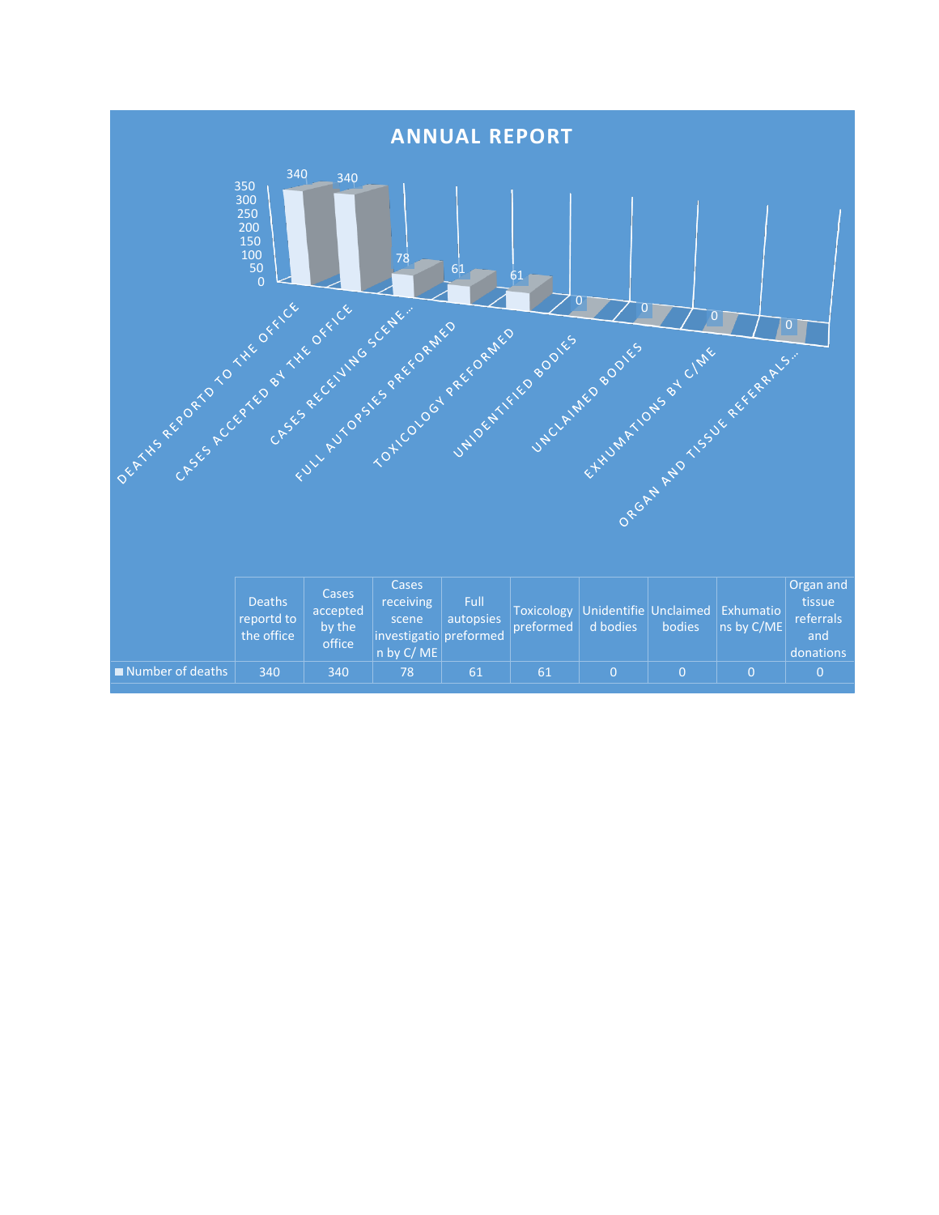## ANNUAL REPORT

| | Deaths reportd to the office | Cases accepted by the office | Cases receiving scene investigation by C/ ME | Full autopsies preformed | Toxicology preformed | Unidentified bodies | Unclaimed bodies | Exhumations by C/ME | Organ and tissue referrals and donations |
|---|---|---|---|---|---|---|---|---|---|
| Number of deaths | 340 | 340 | 78 | 61 | 61 | 0 | 0 | 0 | 0 |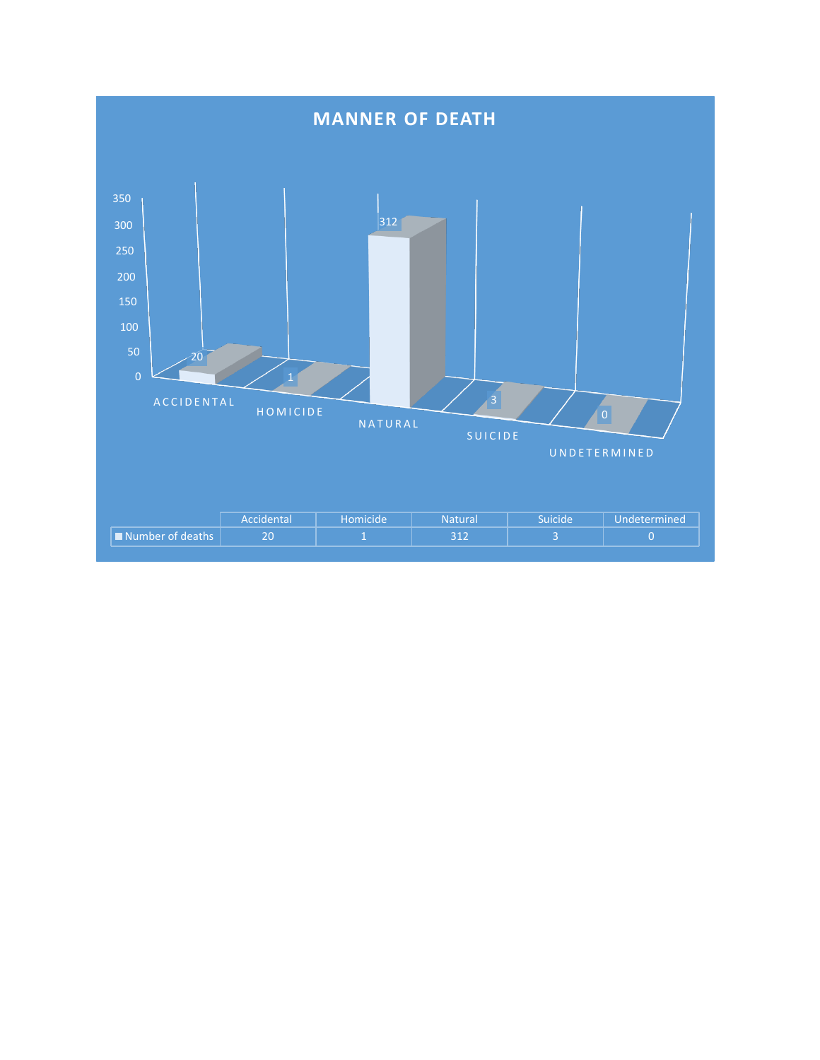# MANNER OF DEATH

| | Accidental | Homicide | Natural | Suicide | Undetermined |
|---|---|---|---|---|---|
| Number of deaths | 20 | 1 | 312 | 3 | 0 |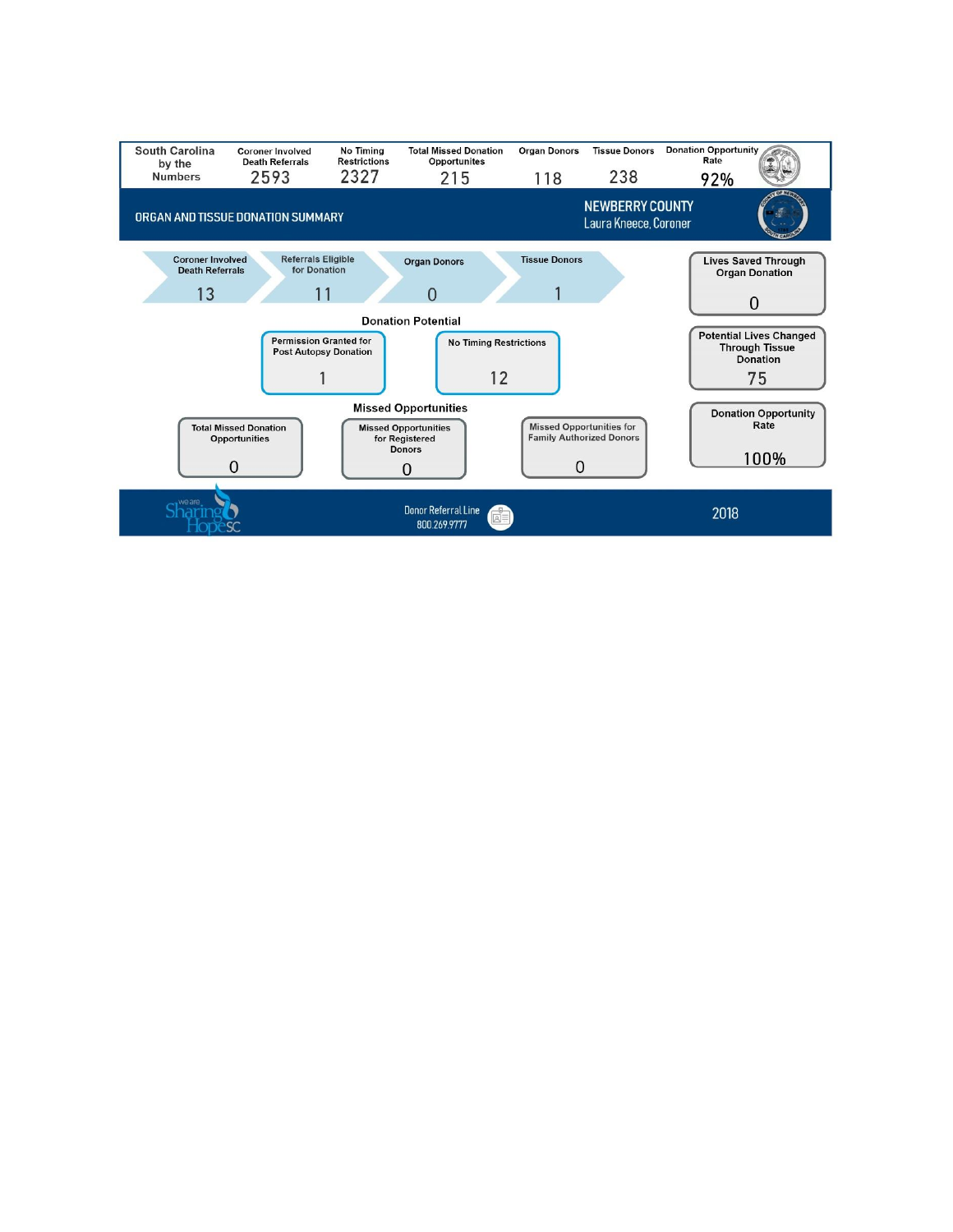| South Carolina by the Numbers | Coroner Involved Death Referrals | No Timing Restrictions | Total Missed Donation Opportunites | Organ Donors | Tissue Donors | Donation Opportunity Rate |
|---|---|---|---|---|---|---|
| | 2593 | 2327 | 215 | 118 | 238 | 92% |

## ORGAN AND TISSUE DONATION SUMMARY

**NEWBERRY COUNTY**
Laura Kneece, Coroner

Coroner Involved Death Referrals
13

Referrals Eligible for Donation
11

Organ Donors
0

Tissue Donors
1

Lives Saved Through Organ Donation
0

Potential Lives Changed Through Tissue Donation
75

Donation Opportunity Rate
100%

### Donation Potential

Permission Granted for Post Autopsy Donation
1

No Timing Restrictions
12

### Missed Opportunities

Total Missed Donation Opportunities
0

Missed Opportunities for Registered Donors
0

Missed Opportunities for Family Authorized Donors
0

we are Sharing Hope SC

Donor Referral Line
800.269.9777

2018